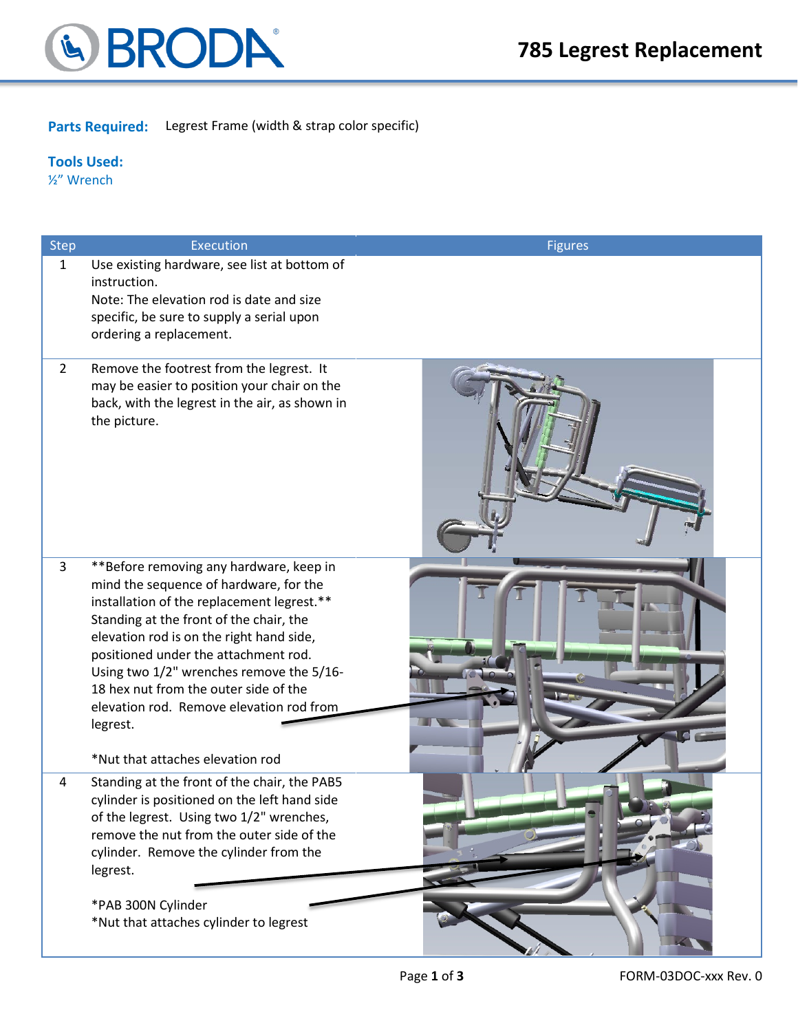# 785 Legrest Replacement

**Parts Required:** Legrest Frame (width & strap color specific)

**Tools Used:**
½" Wrench

| Step | Execution | Figures |
|---|---|---|
| 1 | Use existing hardware, see list at bottom of instruction.<br>Note: The elevation rod is date and size specific, be sure to supply a serial upon ordering a replacement. | |
| 2 | Remove the footrest from the legrest. It may be easier to position your chair on the back, with the legrest in the air, as shown in the picture. | |
| 3 | **Before removing any hardware, keep in mind the sequence of hardware, for the installation of the replacement legrest.**<br>Standing at the front of the chair, the elevation rod is on the right hand side, positioned under the attachment rod. Using two 1/2" wrenches remove the 5/16-18 hex nut from the outer side of the elevation rod. Remove elevation rod from legrest.<br><br>*Nut that attaches elevation rod | |
| 4 | Standing at the front of the chair, the PAB5 cylinder is positioned on the left hand side of the legrest. Using two 1/2" wrenches, remove the nut from the outer side of the cylinder. Remove the cylinder from the legrest.<br><br>*PAB 300N Cylinder<br>*Nut that attaches cylinder to legrest | |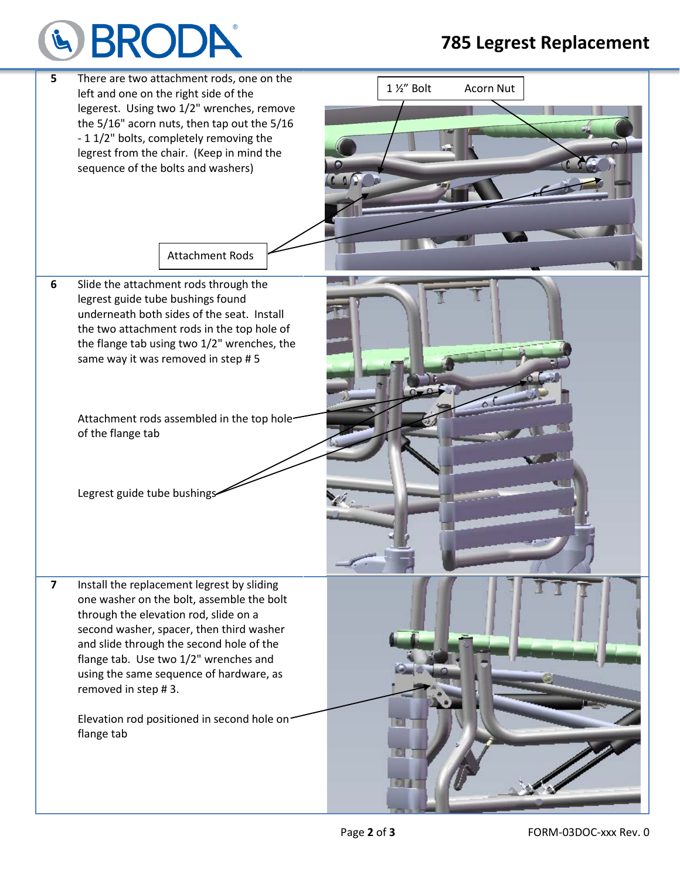**5** There are two attachment rods, one on the left and one on the right side of the legerest. Using two 1/2" wrenches, remove the 5/16" acorn nuts, then tap out the 5/16 - 1 1/2" bolts, completely removing the legrest from the chair. (Keep in mind the sequence of the bolts and washers)

1 ½" Bolt

Acorn Nut

Attachment Rods

**6** Slide the attachment rods through the legrest guide tube bushings found underneath both sides of the seat. Install the two attachment rods in the top hole of the flange tab using two 1/2" wrenches, the same way it was removed in step # 5

Attachment rods assembled in the top hole of the flange tab

Legrest guide tube bushings

**7** Install the replacement legrest by sliding one washer on the bolt, assemble the bolt through the elevation rod, slide on a second washer, spacer, then third washer and slide through the second hole of the flange tab. Use two 1/2" wrenches and using the same sequence of hardware, as removed in step # 3.

Elevation rod positioned in second hole on flange tab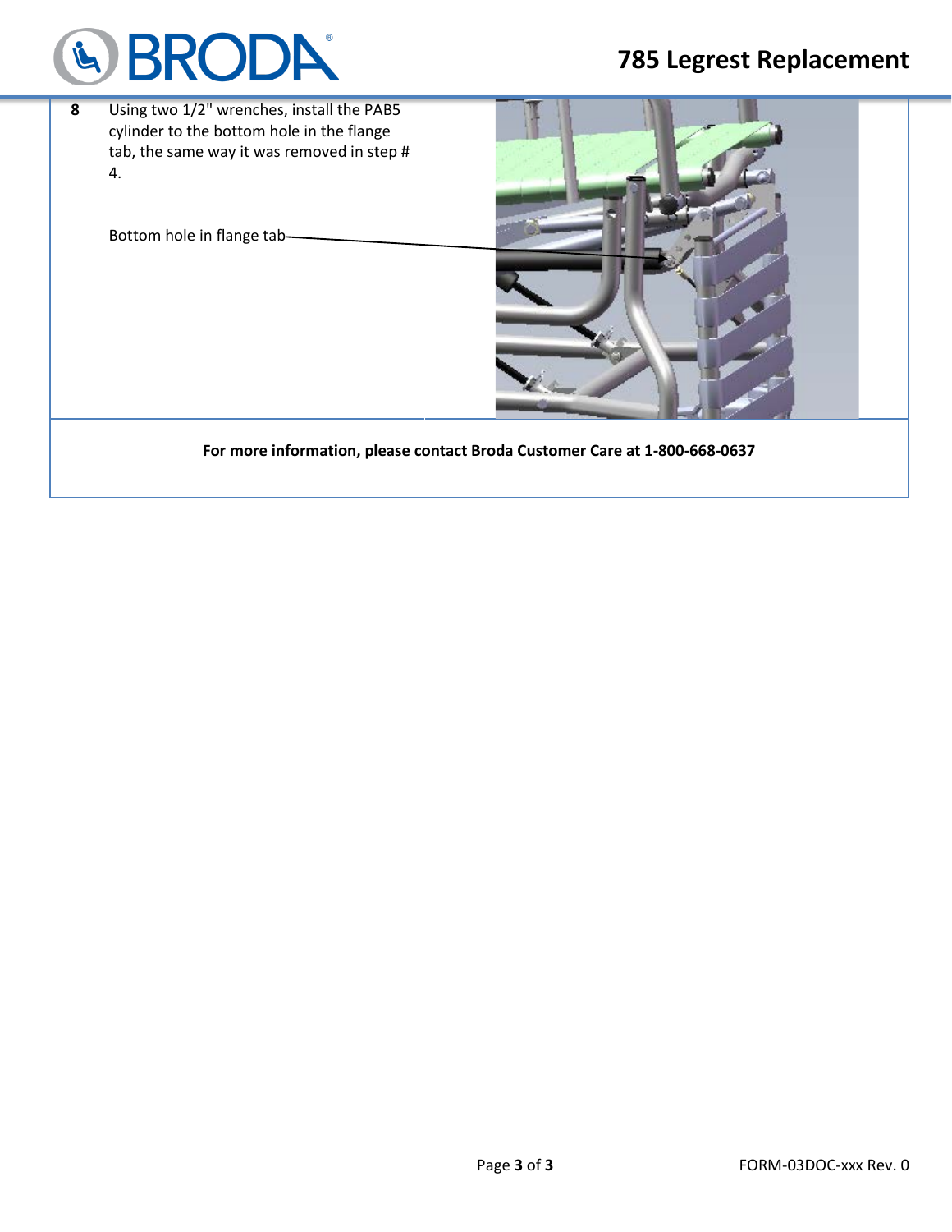**8** Using two 1/2" wrenches, install the PAB5 cylinder to the bottom hole in the flange tab, the same way it was removed in step # 4.

Bottom hole in flange tab

**For more information, please contact Broda Customer Care at 1-800-668-0637**